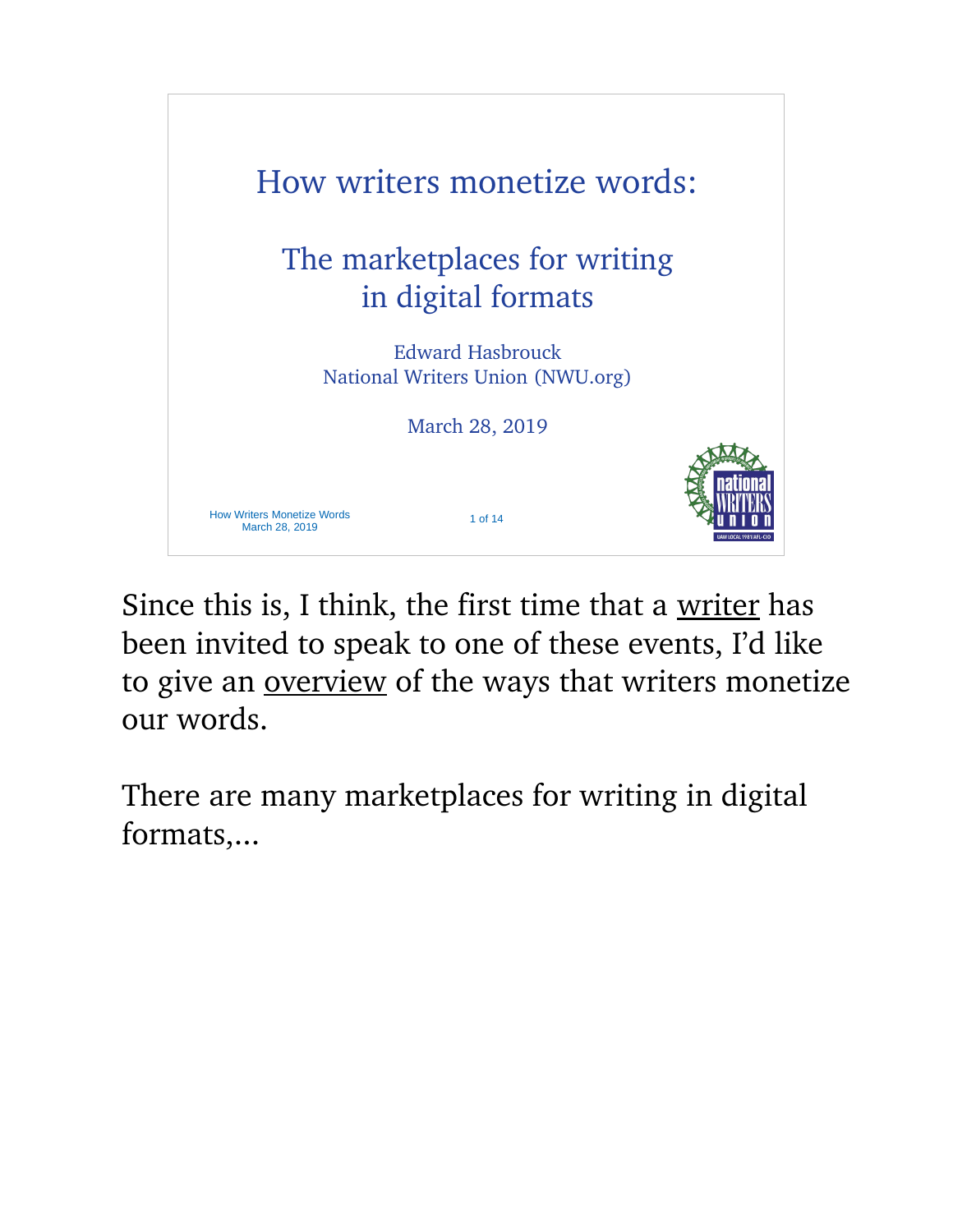# How writers monetize words:

## The marketplaces for writing in digital formats

Edward Hasbrouck
National Writers Union (NWU.org)

March 28, 2019

Since this is, I think, the first time that a writer has been invited to speak to one of these events, I'd like to give an overview of the ways that writers monetize our words.

There are many marketplaces for writing in digital formats,...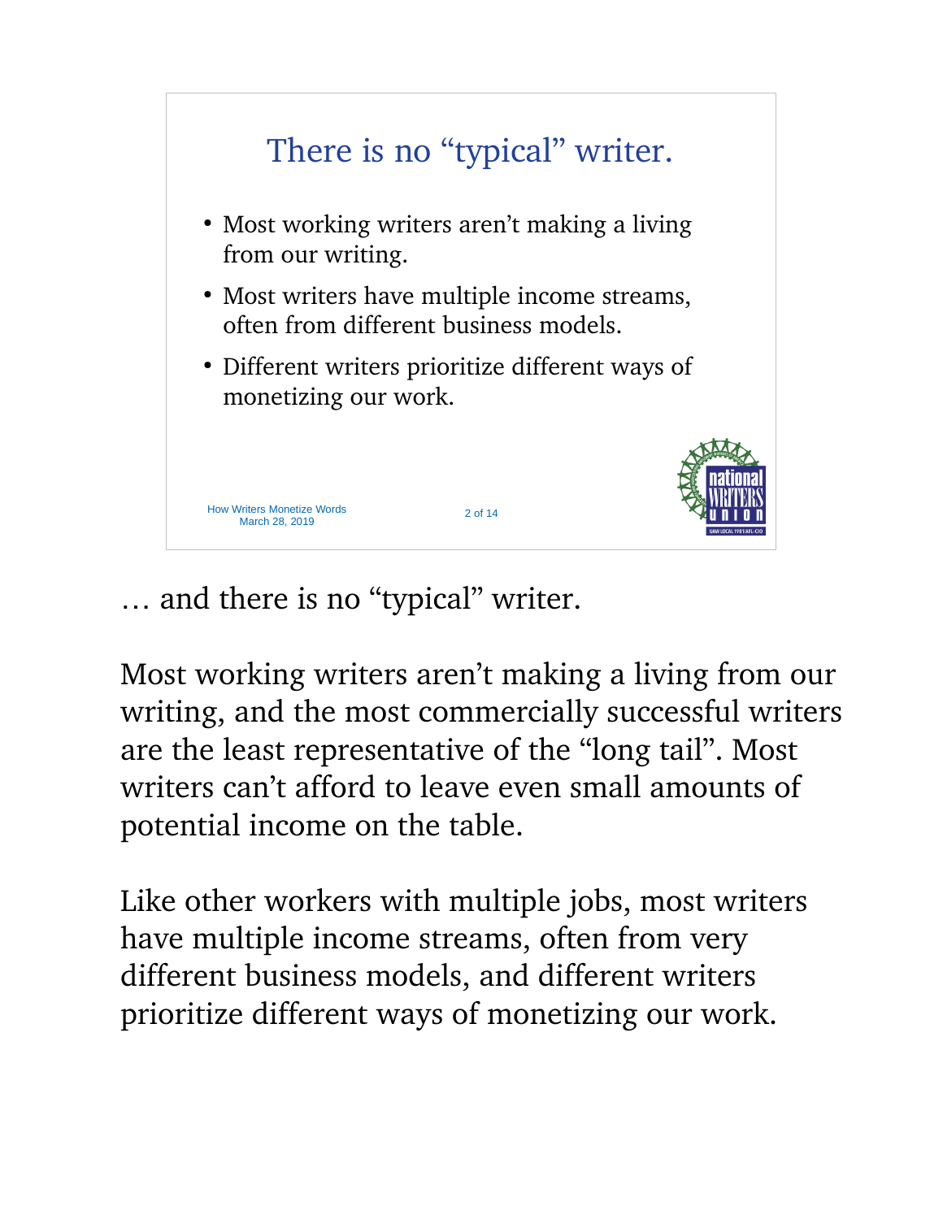## There is no "typical" writer.

- Most working writers aren't making a living from our writing.
- Most writers have multiple income streams, often from different business models.
- Different writers prioritize different ways of monetizing our work.

How Writers Monetize Words
March 28, 2019

… and there is no "typical" writer.

Most working writers aren't making a living from our writing, and the most commercially successful writers are the least representative of the "long tail". Most writers can't afford to leave even small amounts of potential income on the table.

Like other workers with multiple jobs, most writers have multiple income streams, often from very different business models, and different writers prioritize different ways of monetizing our work.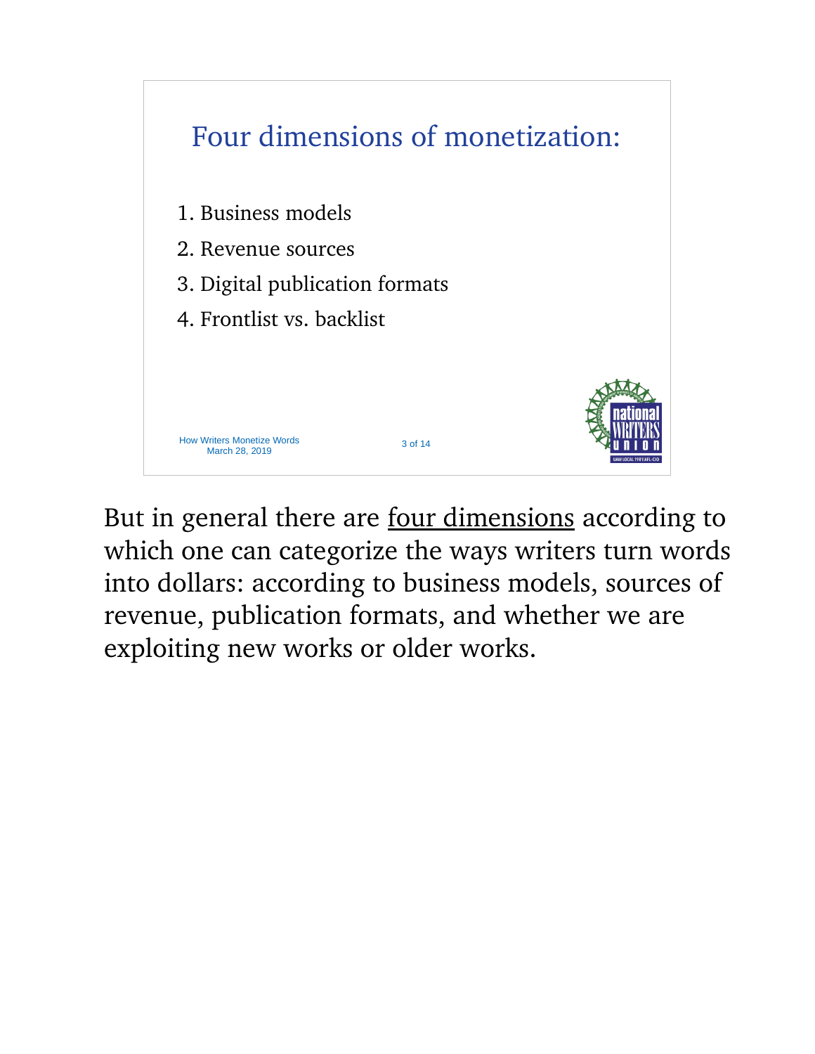## Four dimensions of monetization:

1. Business models
2. Revenue sources
3. Digital publication formats
4. Frontlist vs. backlist

But in general there are <u>four dimensions</u> according to which one can categorize the ways writers turn words into dollars: according to business models, sources of revenue, publication formats, and whether we are exploiting new works or older works.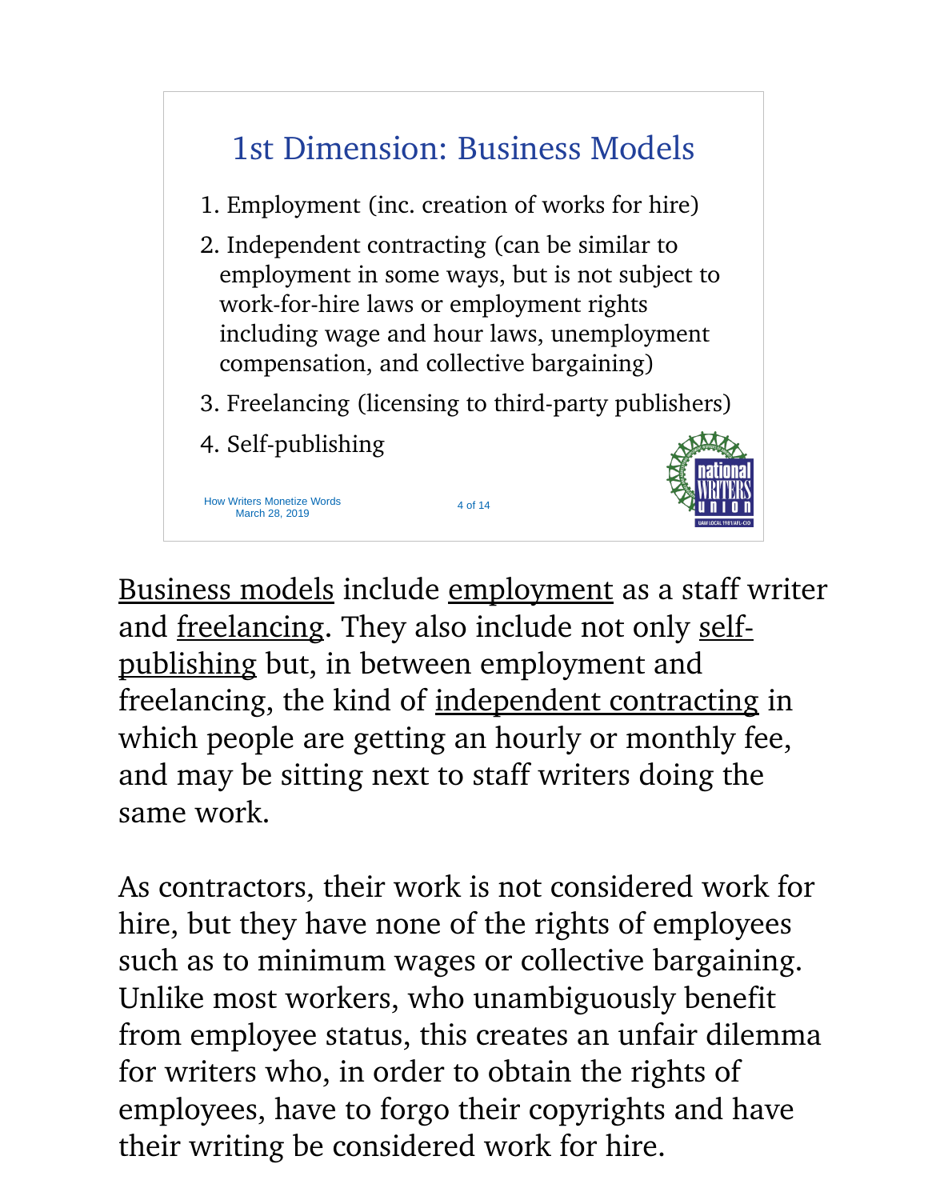## 1st Dimension: Business Models

1. Employment (inc. creation of works for hire)
2. Independent contracting (can be similar to employment in some ways, but is not subject to work-for-hire laws or employment rights including wage and hour laws, unemployment compensation, and collective bargaining)
3. Freelancing (licensing to third-party publishers)
4. Self-publishing

Business models include employment as a staff writer and freelancing. They also include not only self-publishing but, in between employment and freelancing, the kind of independent contracting in which people are getting an hourly or monthly fee, and may be sitting next to staff writers doing the same work.

As contractors, their work is not considered work for hire, but they have none of the rights of employees such as to minimum wages or collective bargaining. Unlike most workers, who unambiguously benefit from employee status, this creates an unfair dilemma for writers who, in order to obtain the rights of employees, have to forgo their copyrights and have their writing be considered work for hire.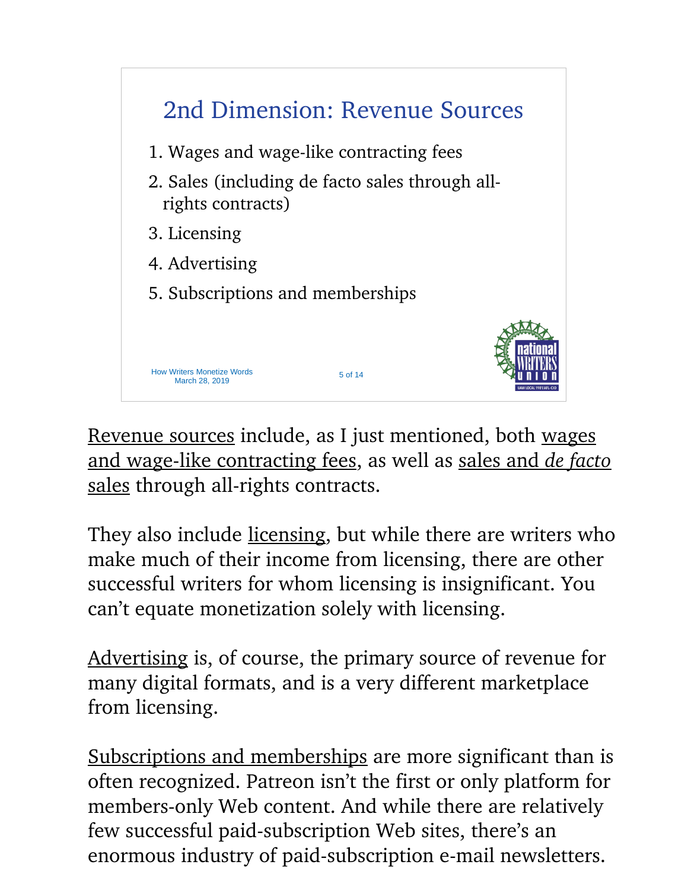## 2nd Dimension: Revenue Sources

1. Wages and wage-like contracting fees
2. Sales (including de facto sales through all-rights contracts)
3. Licensing
4. Advertising
5. Subscriptions and memberships

How Writers Monetize Words
March 28, 2019

<u>Revenue sources</u> include, as I just mentioned, both <u>wages and wage-like contracting fees</u>, as well as <u>sales and *de facto* sales</u> through all-rights contracts.

They also include <u>licensing</u>, but while there are writers who make much of their income from licensing, there are other successful writers for whom licensing is insignificant. You can't equate monetization solely with licensing.

<u>Advertising</u> is, of course, the primary source of revenue for many digital formats, and is a very different marketplace from licensing.

<u>Subscriptions and memberships</u> are more significant than is often recognized. Patreon isn't the first or only platform for members-only Web content. And while there are relatively few successful paid-subscription Web sites, there's an enormous industry of paid-subscription e-mail newsletters.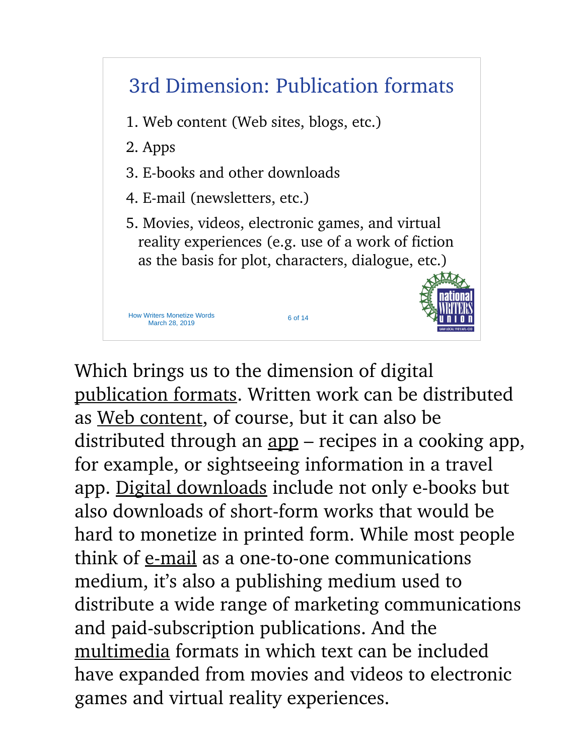## 3rd Dimension: Publication formats

1. Web content (Web sites, blogs, etc.)
2. Apps
3. E-books and other downloads
4. E-mail (newsletters, etc.)
5. Movies, videos, electronic games, and virtual reality experiences (e.g. use of a work of fiction as the basis for plot, characters, dialogue, etc.)

How Writers Monetize Words
March 28, 2019

Which brings us to the dimension of digital publication formats. Written work can be distributed as Web content, of course, but it can also be distributed through an app – recipes in a cooking app, for example, or sightseeing information in a travel app. Digital downloads include not only e-books but also downloads of short-form works that would be hard to monetize in printed form. While most people think of e-mail as a one-to-one communications medium, it's also a publishing medium used to distribute a wide range of marketing communications and paid-subscription publications. And the multimedia formats in which text can be included have expanded from movies and videos to electronic games and virtual reality experiences.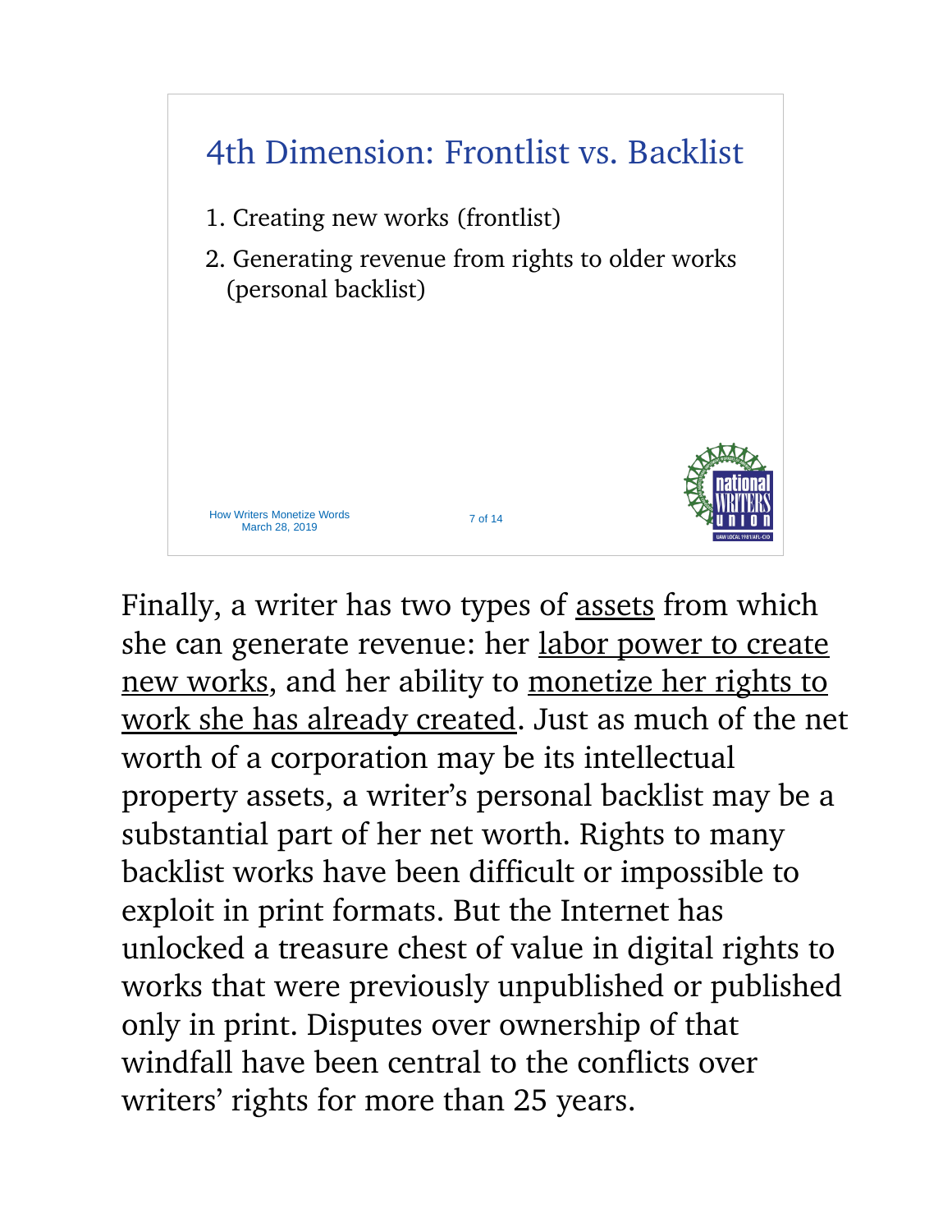## 4th Dimension: Frontlist vs. Backlist

1. Creating new works (frontlist)
2. Generating revenue from rights to older works (personal backlist)

Finally, a writer has two types of <u>assets</u> from which she can generate revenue: her <u>labor power to create new works</u>, and her ability to <u>monetize her rights to work she has already created</u>. Just as much of the net worth of a corporation may be its intellectual property assets, a writer's personal backlist may be a substantial part of her net worth. Rights to many backlist works have been difficult or impossible to exploit in print formats. But the Internet has unlocked a treasure chest of value in digital rights to works that were previously unpublished or published only in print. Disputes over ownership of that windfall have been central to the conflicts over writers' rights for more than 25 years.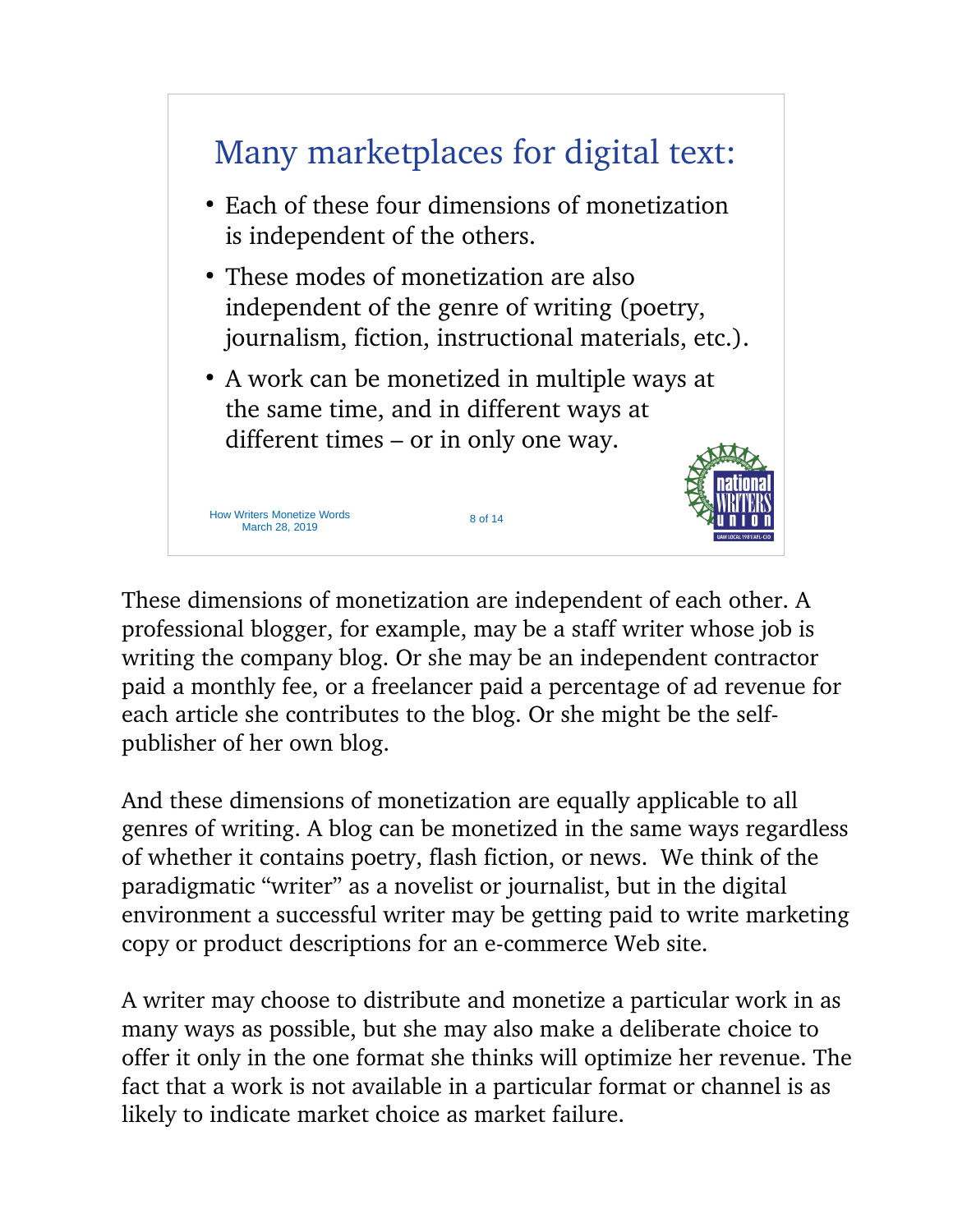## Many marketplaces for digital text:

- Each of these four dimensions of monetization is independent of the others.
- These modes of monetization are also independent of the genre of writing (poetry, journalism, fiction, instructional materials, etc.).
- A work can be monetized in multiple ways at the same time, and in different ways at different times – or in only one way.

These dimensions of monetization are independent of each other. A professional blogger, for example, may be a staff writer whose job is writing the company blog. Or she may be an independent contractor paid a monthly fee, or a freelancer paid a percentage of ad revenue for each article she contributes to the blog. Or she might be the self-publisher of her own blog.

And these dimensions of monetization are equally applicable to all genres of writing. A blog can be monetized in the same ways regardless of whether it contains poetry, flash fiction, or news. We think of the paradigmatic "writer" as a novelist or journalist, but in the digital environment a successful writer may be getting paid to write marketing copy or product descriptions for an e-commerce Web site.

A writer may choose to distribute and monetize a particular work in as many ways as possible, but she may also make a deliberate choice to offer it only in the one format she thinks will optimize her revenue. The fact that a work is not available in a particular format or channel is as likely to indicate market choice as market failure.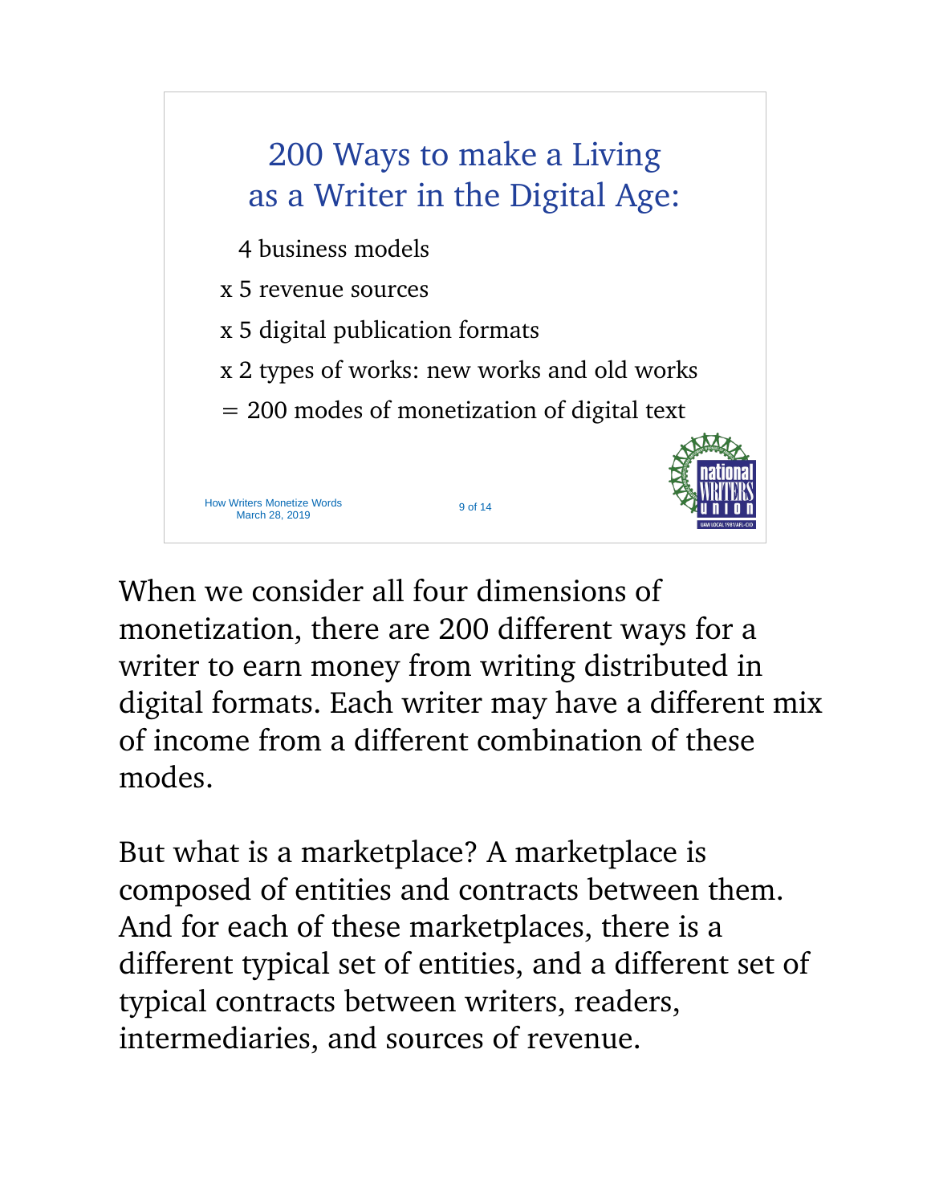## 200 Ways to make a Living as a Writer in the Digital Age:

4 business models

x 5 revenue sources

x 5 digital publication formats

x 2 types of works: new works and old works

= 200 modes of monetization of digital text

How Writers Monetize Words
March 28, 2019

When we consider all four dimensions of monetization, there are 200 different ways for a writer to earn money from writing distributed in digital formats. Each writer may have a different mix of income from a different combination of these modes.

But what is a marketplace? A marketplace is composed of entities and contracts between them. And for each of these marketplaces, there is a different typical set of entities, and a different set of typical contracts between writers, readers, intermediaries, and sources of revenue.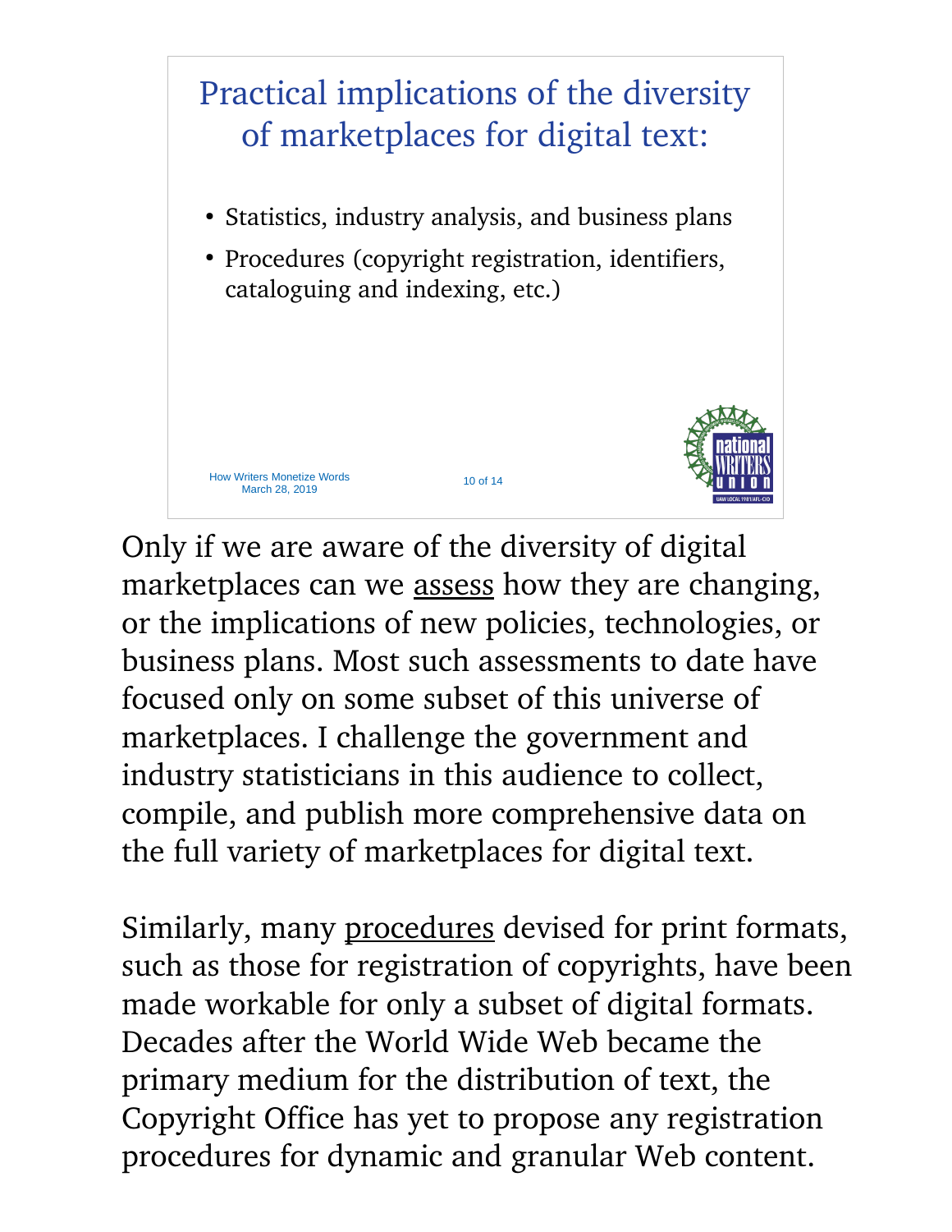## Practical implications of the diversity of marketplaces for digital text:

- Statistics, industry analysis, and business plans
- Procedures (copyright registration, identifiers, cataloguing and indexing, etc.)

How Writers Monetize Words
March 28, 2019

Only if we are aware of the diversity of digital marketplaces can we assess how they are changing, or the implications of new policies, technologies, or business plans. Most such assessments to date have focused only on some subset of this universe of marketplaces. I challenge the government and industry statisticians in this audience to collect, compile, and publish more comprehensive data on the full variety of marketplaces for digital text.

Similarly, many procedures devised for print formats, such as those for registration of copyrights, have been made workable for only a subset of digital formats. Decades after the World Wide Web became the primary medium for the distribution of text, the Copyright Office has yet to propose any registration procedures for dynamic and granular Web content.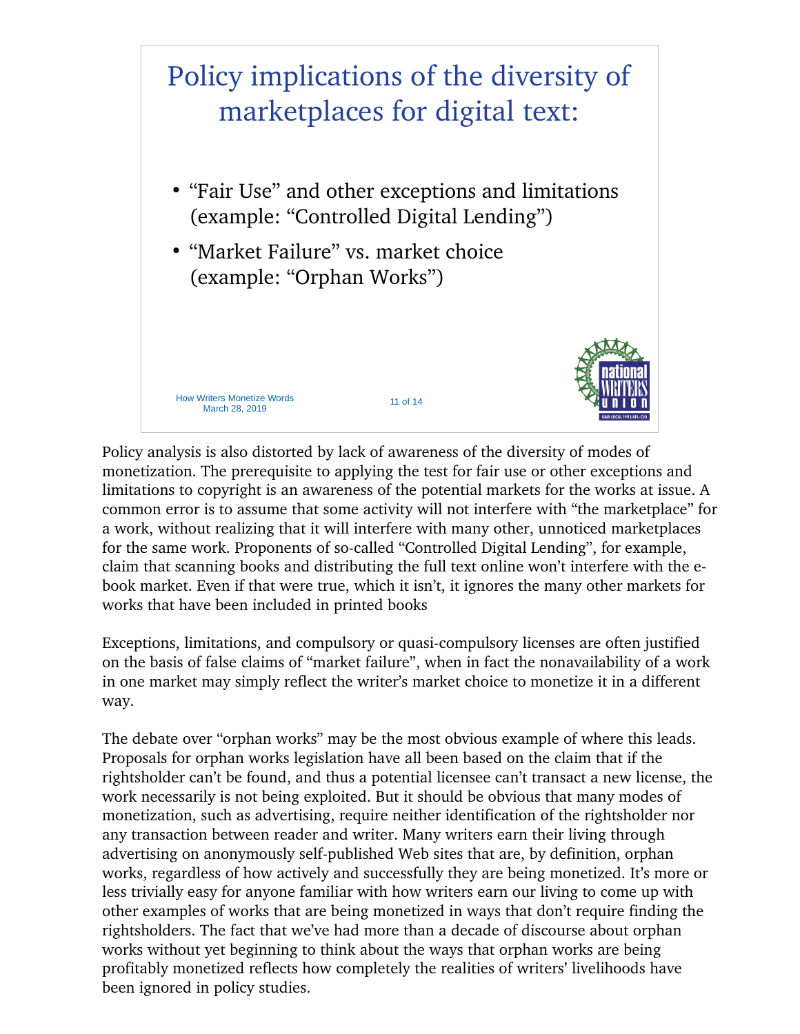# Policy implications of the diversity of marketplaces for digital text:

- "Fair Use" and other exceptions and limitations (example: "Controlled Digital Lending")
- "Market Failure" vs. market choice (example: "Orphan Works")

Policy analysis is also distorted by lack of awareness of the diversity of modes of monetization. The prerequisite to applying the test for fair use or other exceptions and limitations to copyright is an awareness of the potential markets for the works at issue. A common error is to assume that some activity will not interfere with "the marketplace" for a work, without realizing that it will interfere with many other, unnoticed marketplaces for the same work. Proponents of so-called "Controlled Digital Lending", for example, claim that scanning books and distributing the full text online won't interfere with the e-book market. Even if that were true, which it isn't, it ignores the many other markets for works that have been included in printed books

Exceptions, limitations, and compulsory or quasi-compulsory licenses are often justified on the basis of false claims of "market failure", when in fact the nonavailability of a work in one market may simply reflect the writer's market choice to monetize it in a different way.

The debate over "orphan works" may be the most obvious example of where this leads. Proposals for orphan works legislation have all been based on the claim that if the rightsholder can't be found, and thus a potential licensee can't transact a new license, the work necessarily is not being exploited. But it should be obvious that many modes of monetization, such as advertising, require neither identification of the rightsholder nor any transaction between reader and writer. Many writers earn their living through advertising on anonymously self-published Web sites that are, by definition, orphan works, regardless of how actively and successfully they are being monetized. It's more or less trivially easy for anyone familiar with how writers earn our living to come up with other examples of works that are being monetized in ways that don't require finding the rightsholders. The fact that we've had more than a decade of discourse about orphan works without yet beginning to think about the ways that orphan works are being profitably monetized reflects how completely the realities of writers' livelihoods have been ignored in policy studies.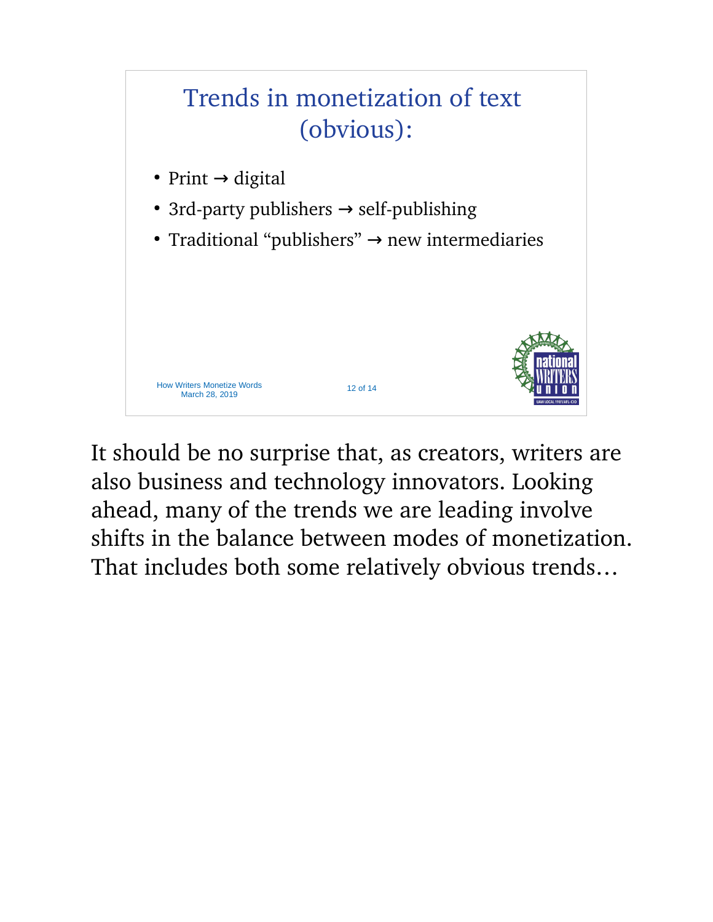## Trends in monetization of text (obvious):

- Print → digital
- 3rd-party publishers → self-publishing
- Traditional "publishers" → new intermediaries

It should be no surprise that, as creators, writers are also business and technology innovators. Looking ahead, many of the trends we are leading involve shifts in the balance between modes of monetization. That includes both some relatively obvious trends…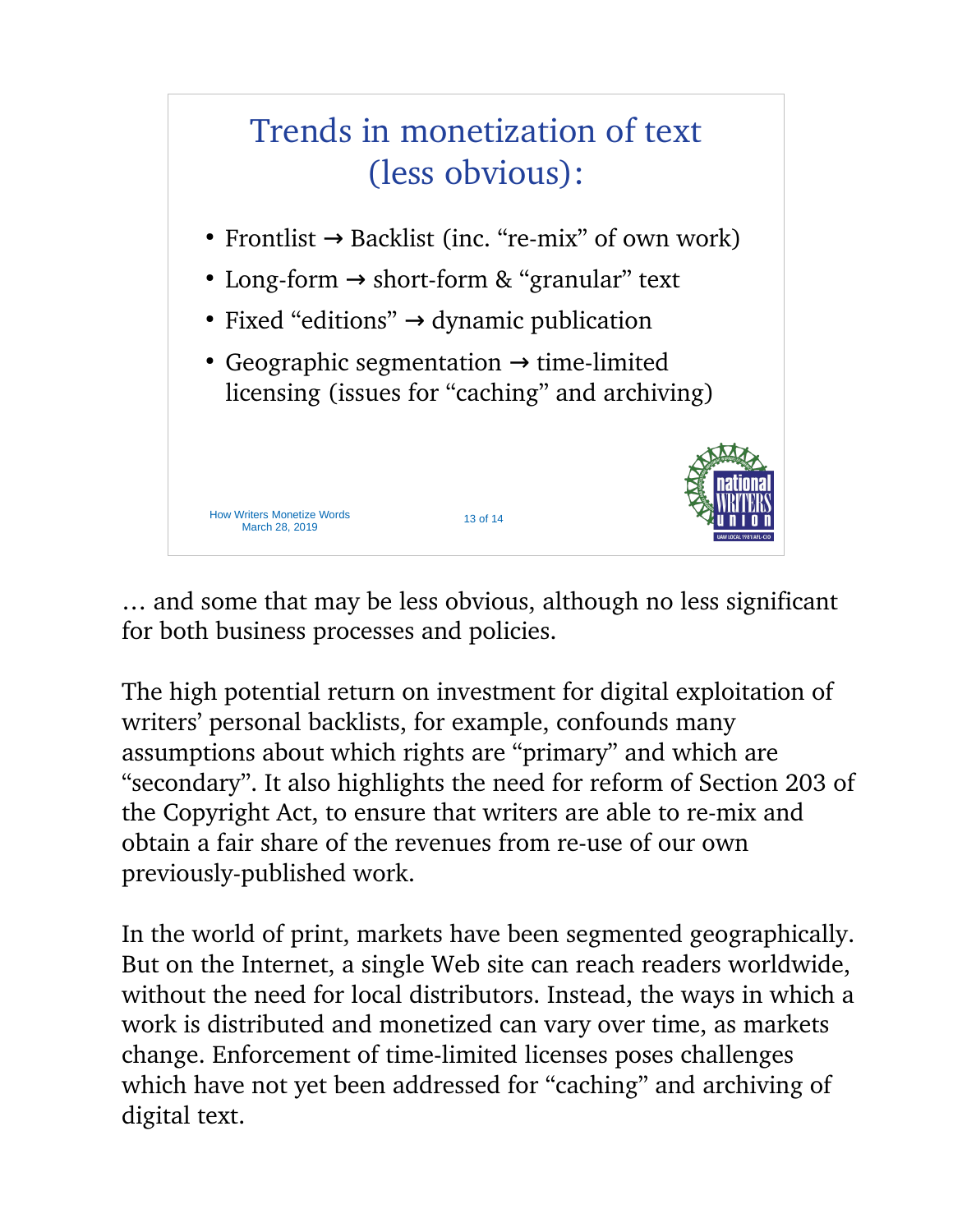## Trends in monetization of text (less obvious):

- Frontlist → Backlist (inc. “re-mix” of own work)
- Long-form → short-form & “granular” text
- Fixed “editions” → dynamic publication
- Geographic segmentation → time-limited licensing (issues for “caching” and archiving)

How Writers Monetize Words
March 28, 2019

… and some that may be less obvious, although no less significant for both business processes and policies.

The high potential return on investment for digital exploitation of writers’ personal backlists, for example, confounds many assumptions about which rights are “primary” and which are “secondary”. It also highlights the need for reform of Section 203 of the Copyright Act, to ensure that writers are able to re-mix and obtain a fair share of the revenues from re-use of our own previously-published work.

In the world of print, markets have been segmented geographically. But on the Internet, a single Web site can reach readers worldwide, without the need for local distributors. Instead, the ways in which a work is distributed and monetized can vary over time, as markets change. Enforcement of time-limited licenses poses challenges which have not yet been addressed for “caching” and archiving of digital text.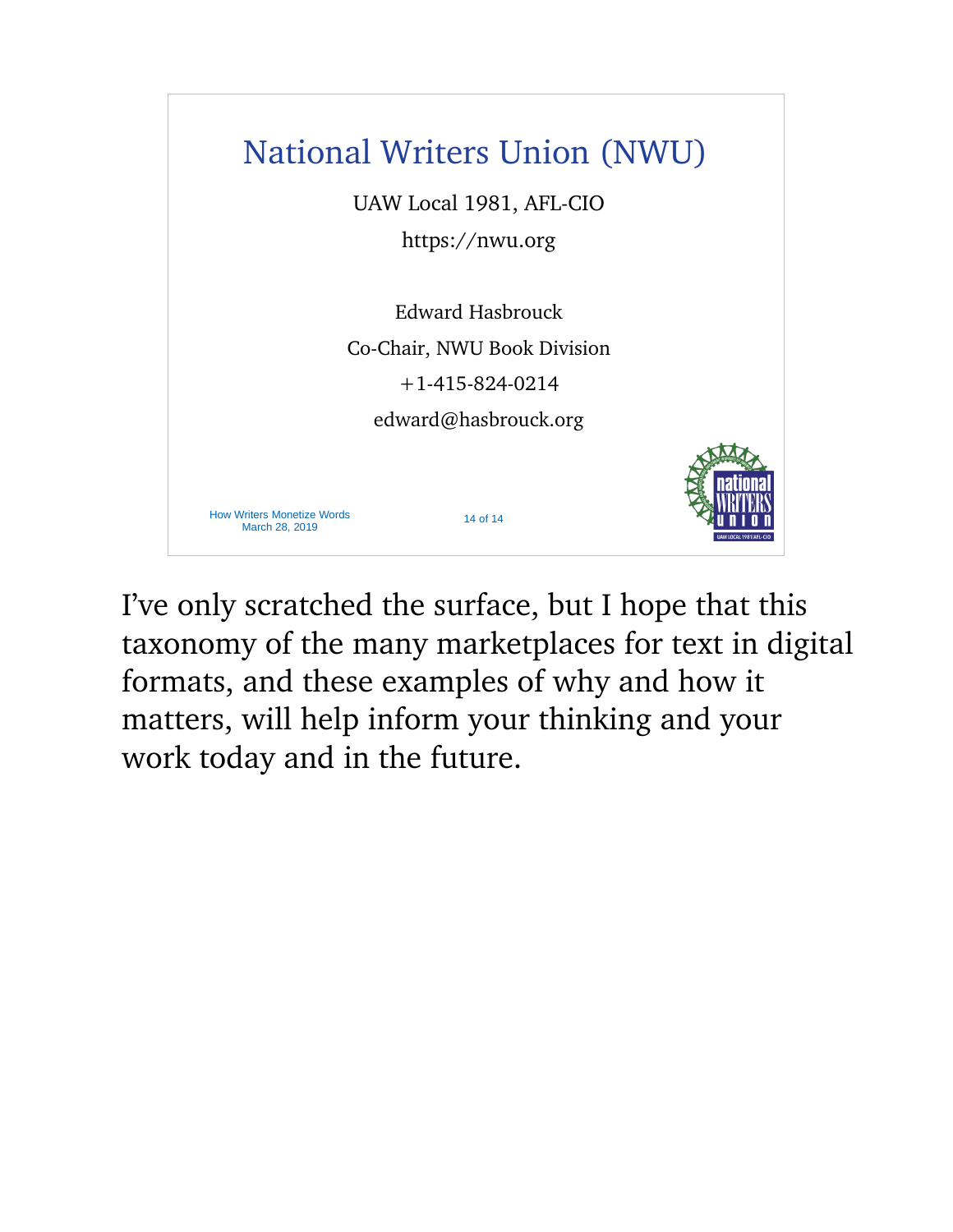## National Writers Union (NWU)

UAW Local 1981, AFL-CIO

https://nwu.org

Edward Hasbrouck

Co-Chair, NWU Book Division

+1-415-824-0214

edward@hasbrouck.org

I've only scratched the surface, but I hope that this taxonomy of the many marketplaces for text in digital formats, and these examples of why and how it matters, will help inform your thinking and your work today and in the future.